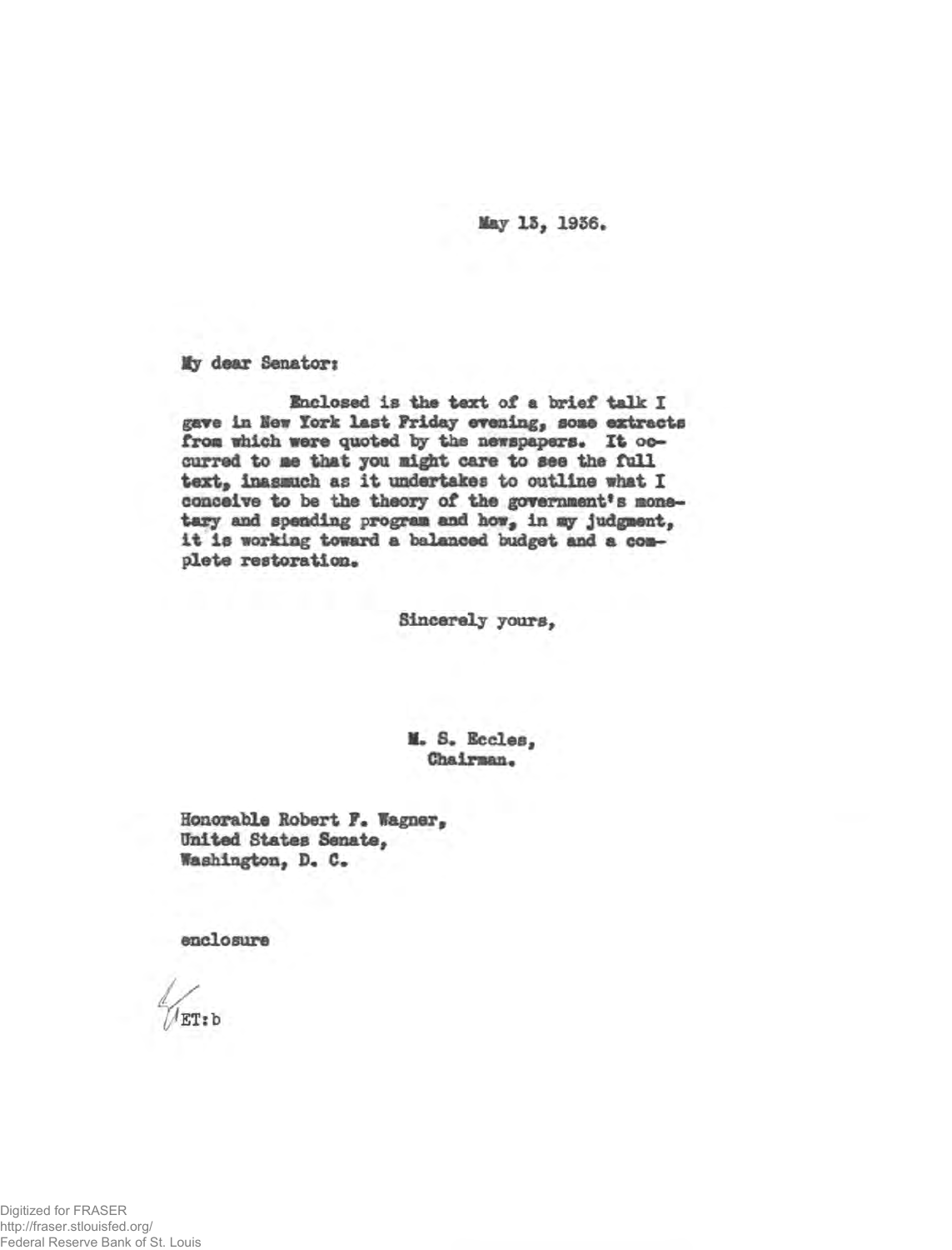May 13, 1936.

My dear Senator:

Enclosed is the text of a brief talk I gave in New York last Friday evening, some extracts from which were quoted by the newspapers. It occurred to me that you might care to see the full text, inasmuch as it undertakes to outline what I conceive to be the theory of the government's monetary and spending program and how, in my judgment, it is working toward a balanced budget and a complete restoration.

Sincerely yours,

M. S. Eccles,
Chairman.

Honorable Robert F. Wagner,
United States Senate,
Washington, D. C.

enclosure

ET:b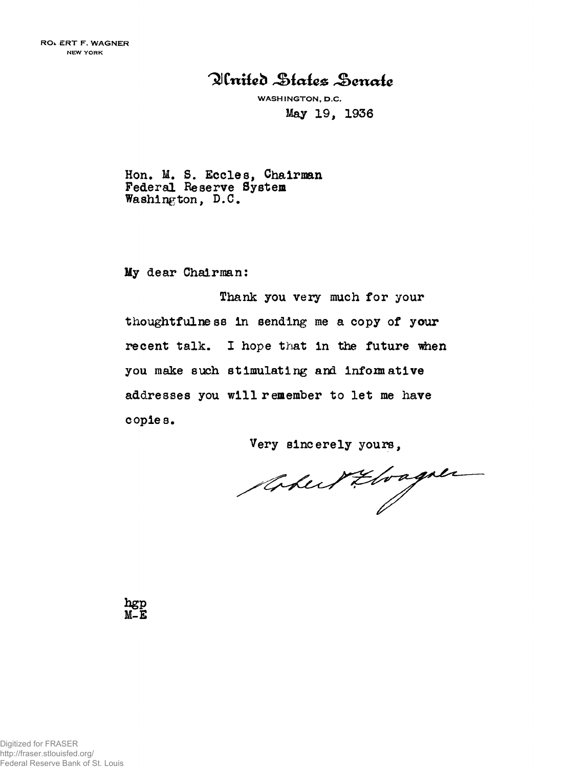ROBERT F. WAGNER
NEW YORK

# United States Senate

WASHINGTON, D.C.

May 19, 1936

Hon. M. S. Eccles, Chairman
Federal Reserve System
Washington, D.C.

My dear Chairman:

Thank you very much for your thoughtfulness in sending me a copy of your recent talk. I hope that in the future when you make such stimulating and informative addresses you will remember to let me have copies.

Very sincerely yours,

Robert F. Wagner

hgp
M-E

Digitized for FRASER
http://fraser.stlouisfed.org/
Federal Reserve Bank of St. Louis